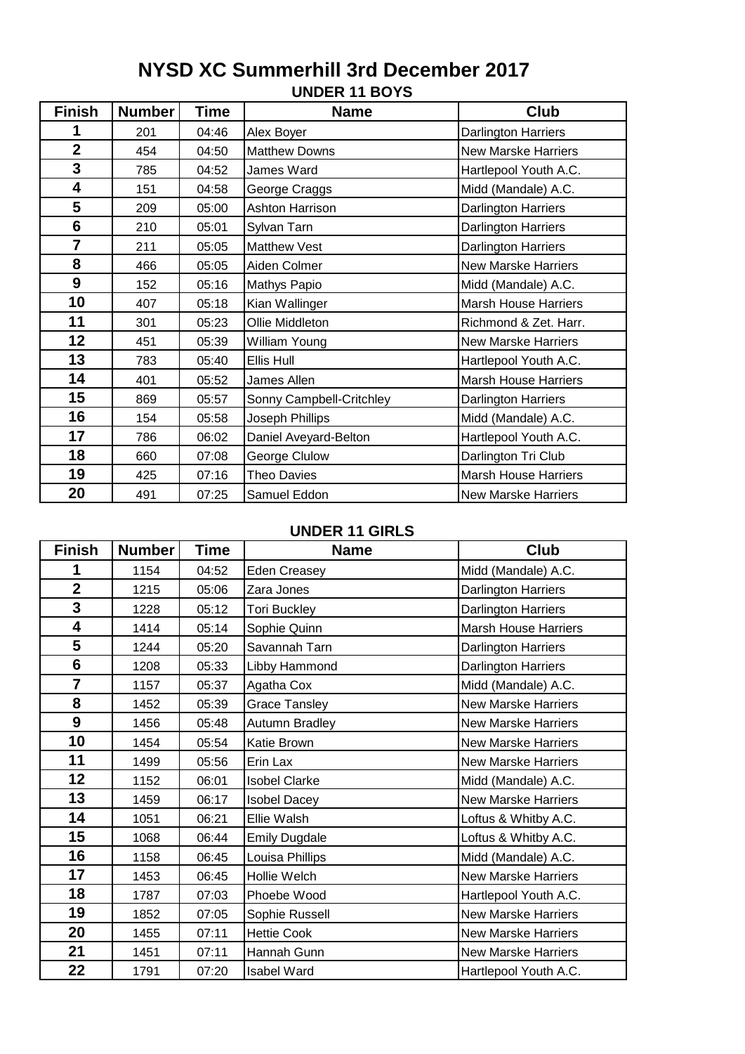# NYSD XC Summerhill 3rd December 2017

## UNDER 11 BOYS

| Finish | Number | Time | Name | Club |
|---|---|---|---|---|
| 1 | 201 | 04:46 | Alex Boyer | Darlington Harriers |
| 2 | 454 | 04:50 | Matthew Downs | New Marske Harriers |
| 3 | 785 | 04:52 | James Ward | Hartlepool Youth A.C. |
| 4 | 151 | 04:58 | George Craggs | Midd (Mandale) A.C. |
| 5 | 209 | 05:00 | Ashton Harrison | Darlington Harriers |
| 6 | 210 | 05:01 | Sylvan Tarn | Darlington Harriers |
| 7 | 211 | 05:05 | Matthew Vest | Darlington Harriers |
| 8 | 466 | 05:05 | Aiden Colmer | New Marske Harriers |
| 9 | 152 | 05:16 | Mathys Papio | Midd (Mandale) A.C. |
| 10 | 407 | 05:18 | Kian Wallinger | Marsh House Harriers |
| 11 | 301 | 05:23 | Ollie Middleton | Richmond & Zet. Harr. |
| 12 | 451 | 05:39 | William Young | New Marske Harriers |
| 13 | 783 | 05:40 | Ellis Hull | Hartlepool Youth A.C. |
| 14 | 401 | 05:52 | James Allen | Marsh House Harriers |
| 15 | 869 | 05:57 | Sonny Campbell-Critchley | Darlington Harriers |
| 16 | 154 | 05:58 | Joseph Phillips | Midd (Mandale) A.C. |
| 17 | 786 | 06:02 | Daniel Aveyard-Belton | Hartlepool Youth A.C. |
| 18 | 660 | 07:08 | George Clulow | Darlington Tri Club |
| 19 | 425 | 07:16 | Theo Davies | Marsh House Harriers |
| 20 | 491 | 07:25 | Samuel Eddon | New Marske Harriers |

## UNDER 11 GIRLS

| Finish | Number | Time | Name | Club |
|---|---|---|---|---|
| 1 | 1154 | 04:52 | Eden Creasey | Midd (Mandale) A.C. |
| 2 | 1215 | 05:06 | Zara Jones | Darlington Harriers |
| 3 | 1228 | 05:12 | Tori Buckley | Darlington Harriers |
| 4 | 1414 | 05:14 | Sophie Quinn | Marsh House Harriers |
| 5 | 1244 | 05:20 | Savannah Tarn | Darlington Harriers |
| 6 | 1208 | 05:33 | Libby Hammond | Darlington Harriers |
| 7 | 1157 | 05:37 | Agatha Cox | Midd (Mandale) A.C. |
| 8 | 1452 | 05:39 | Grace Tansley | New Marske Harriers |
| 9 | 1456 | 05:48 | Autumn Bradley | New Marske Harriers |
| 10 | 1454 | 05:54 | Katie Brown | New Marske Harriers |
| 11 | 1499 | 05:56 | Erin Lax | New Marske Harriers |
| 12 | 1152 | 06:01 | Isobel Clarke | Midd (Mandale) A.C. |
| 13 | 1459 | 06:17 | Isobel Dacey | New Marske Harriers |
| 14 | 1051 | 06:21 | Ellie Walsh | Loftus & Whitby A.C. |
| 15 | 1068 | 06:44 | Emily Dugdale | Loftus & Whitby A.C. |
| 16 | 1158 | 06:45 | Louisa Phillips | Midd (Mandale) A.C. |
| 17 | 1453 | 06:45 | Hollie Welch | New Marske Harriers |
| 18 | 1787 | 07:03 | Phoebe Wood | Hartlepool Youth A.C. |
| 19 | 1852 | 07:05 | Sophie Russell | New Marske Harriers |
| 20 | 1455 | 07:11 | Hettie Cook | New Marske Harriers |
| 21 | 1451 | 07:11 | Hannah Gunn | New Marske Harriers |
| 22 | 1791 | 07:20 | Isabel Ward | Hartlepool Youth A.C. |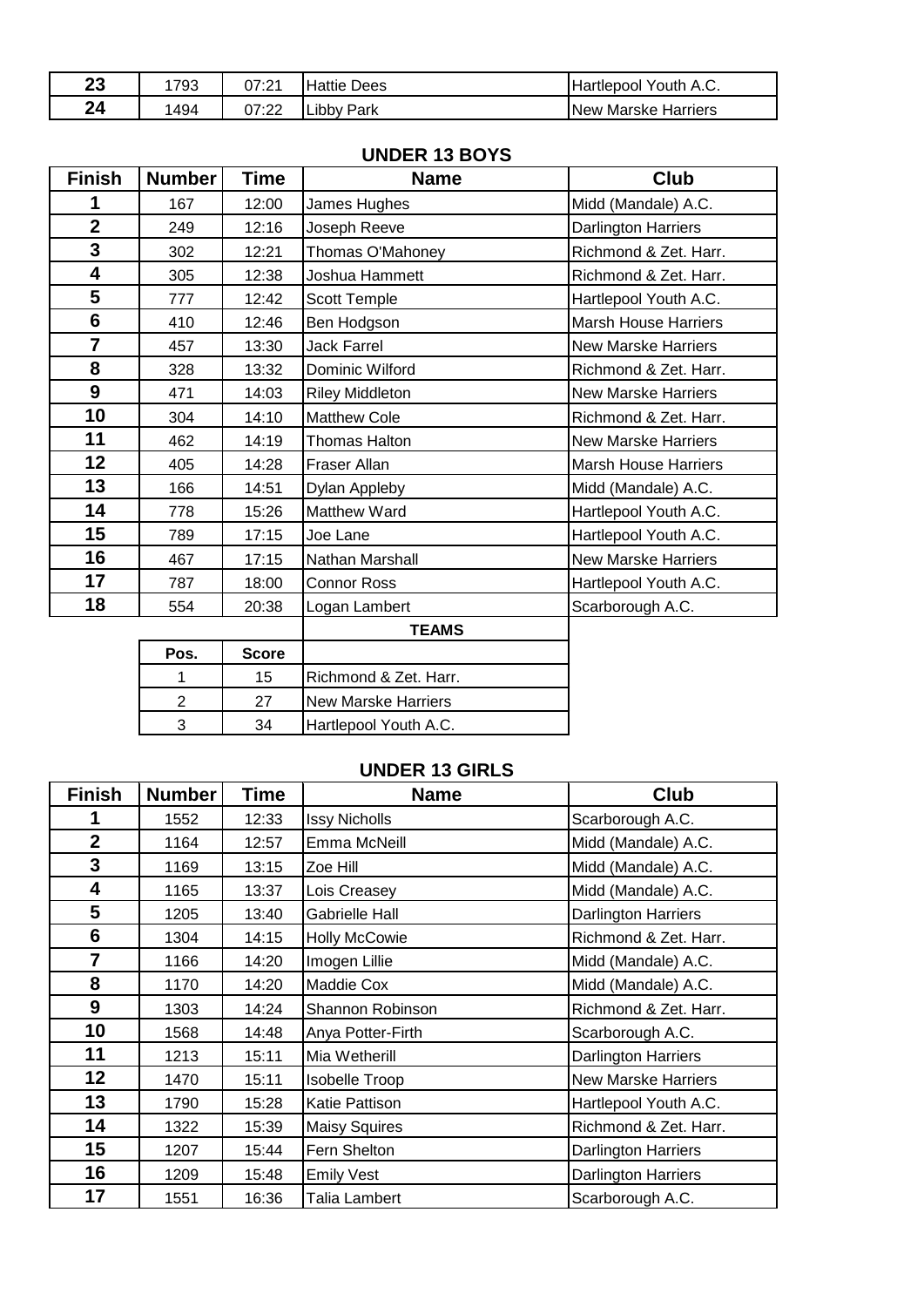| | | | | |
|---|---|---|---|---|
| 23 | 1793 | 07:21 | Hattie Dees | Hartlepool Youth A.C. |
| 24 | 1494 | 07:22 | Libby Park | New Marske Harriers |

## UNDER 13 BOYS

| Finish | Number | Time | Name | Club |
|---|---|---|---|---|
| 1 | 167 | 12:00 | James Hughes | Midd (Mandale) A.C. |
| 2 | 249 | 12:16 | Joseph Reeve | Darlington Harriers |
| 3 | 302 | 12:21 | Thomas O'Mahoney | Richmond & Zet. Harr. |
| 4 | 305 | 12:38 | Joshua Hammett | Richmond & Zet. Harr. |
| 5 | 777 | 12:42 | Scott Temple | Hartlepool Youth A.C. |
| 6 | 410 | 12:46 | Ben Hodgson | Marsh House Harriers |
| 7 | 457 | 13:30 | Jack Farrel | New Marske Harriers |
| 8 | 328 | 13:32 | Dominic Wilford | Richmond & Zet. Harr. |
| 9 | 471 | 14:03 | Riley Middleton | New Marske Harriers |
| 10 | 304 | 14:10 | Matthew Cole | Richmond & Zet. Harr. |
| 11 | 462 | 14:19 | Thomas Halton | New Marske Harriers |
| 12 | 405 | 14:28 | Fraser Allan | Marsh House Harriers |
| 13 | 166 | 14:51 | Dylan Appleby | Midd (Mandale) A.C. |
| 14 | 778 | 15:26 | Matthew Ward | Hartlepool Youth A.C. |
| 15 | 789 | 17:15 | Joe Lane | Hartlepool Youth A.C. |
| 16 | 467 | 17:15 | Nathan Marshall | New Marske Harriers |
| 17 | 787 | 18:00 | Connor Ross | Hartlepool Youth A.C. |
| 18 | 554 | 20:38 | Logan Lambert | Scarborough A.C. |

**TEAMS**

| Pos. | Score | |
|---|---|---|
| 1 | 15 | Richmond & Zet. Harr. |
| 2 | 27 | New Marske Harriers |
| 3 | 34 | Hartlepool Youth A.C. |

## UNDER 13 GIRLS

| Finish | Number | Time | Name | Club |
|---|---|---|---|---|
| 1 | 1552 | 12:33 | Issy Nicholls | Scarborough A.C. |
| 2 | 1164 | 12:57 | Emma McNeill | Midd (Mandale) A.C. |
| 3 | 1169 | 13:15 | Zoe Hill | Midd (Mandale) A.C. |
| 4 | 1165 | 13:37 | Lois Creasey | Midd (Mandale) A.C. |
| 5 | 1205 | 13:40 | Gabrielle Hall | Darlington Harriers |
| 6 | 1304 | 14:15 | Holly McCowie | Richmond & Zet. Harr. |
| 7 | 1166 | 14:20 | Imogen Lillie | Midd (Mandale) A.C. |
| 8 | 1170 | 14:20 | Maddie Cox | Midd (Mandale) A.C. |
| 9 | 1303 | 14:24 | Shannon Robinson | Richmond & Zet. Harr. |
| 10 | 1568 | 14:48 | Anya Potter-Firth | Scarborough A.C. |
| 11 | 1213 | 15:11 | Mia Wetherill | Darlington Harriers |
| 12 | 1470 | 15:11 | Isobelle Troop | New Marske Harriers |
| 13 | 1790 | 15:28 | Katie Pattison | Hartlepool Youth A.C. |
| 14 | 1322 | 15:39 | Maisy Squires | Richmond & Zet. Harr. |
| 15 | 1207 | 15:44 | Fern Shelton | Darlington Harriers |
| 16 | 1209 | 15:48 | Emily Vest | Darlington Harriers |
| 17 | 1551 | 16:36 | Talia Lambert | Scarborough A.C. |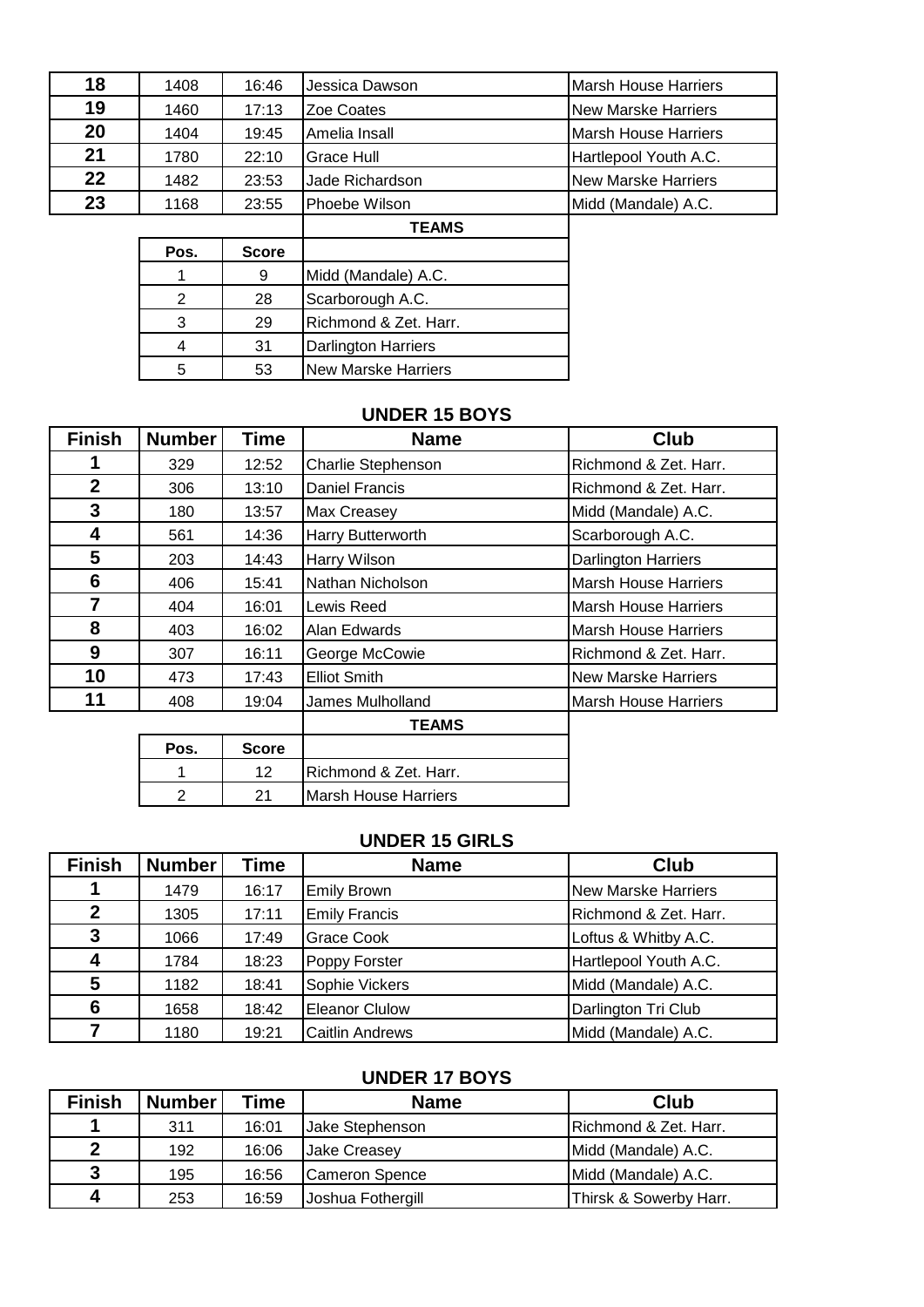| Finish | Number | Time | Name | Club |
|---|---|---|---|---|
| 18 | 1408 | 16:46 | Jessica Dawson | Marsh House Harriers |
| 19 | 1460 | 17:13 | Zoe Coates | New Marske Harriers |
| 20 | 1404 | 19:45 | Amelia Insall | Marsh House Harriers |
| 21 | 1780 | 22:10 | Grace Hull | Hartlepool Youth A.C. |
| 22 | 1482 | 23:53 | Jade Richardson | New Marske Harriers |
| 23 | 1168 | 23:55 | Phoebe Wilson | Midd (Mandale) A.C. |

**TEAMS**

| Pos. | Score | Team |
|---|---|---|
| 1 | 9 | Midd (Mandale) A.C. |
| 2 | 28 | Scarborough A.C. |
| 3 | 29 | Richmond & Zet. Harr. |
| 4 | 31 | Darlington Harriers |
| 5 | 53 | New Marske Harriers |

## UNDER 15 BOYS

| Finish | Number | Time | Name | Club |
|---|---|---|---|---|
| 1 | 329 | 12:52 | Charlie Stephenson | Richmond & Zet. Harr. |
| 2 | 306 | 13:10 | Daniel Francis | Richmond & Zet. Harr. |
| 3 | 180 | 13:57 | Max Creasey | Midd (Mandale) A.C. |
| 4 | 561 | 14:36 | Harry Butterworth | Scarborough A.C. |
| 5 | 203 | 14:43 | Harry Wilson | Darlington Harriers |
| 6 | 406 | 15:41 | Nathan Nicholson | Marsh House Harriers |
| 7 | 404 | 16:01 | Lewis Reed | Marsh House Harriers |
| 8 | 403 | 16:02 | Alan Edwards | Marsh House Harriers |
| 9 | 307 | 16:11 | George McCowie | Richmond & Zet. Harr. |
| 10 | 473 | 17:43 | Elliot Smith | New Marske Harriers |
| 11 | 408 | 19:04 | James Mulholland | Marsh House Harriers |

**TEAMS**

| Pos. | Score | Team |
|---|---|---|
| 1 | 12 | Richmond & Zet. Harr. |
| 2 | 21 | Marsh House Harriers |

## UNDER 15 GIRLS

| Finish | Number | Time | Name | Club |
|---|---|---|---|---|
| 1 | 1479 | 16:17 | Emily Brown | New Marske Harriers |
| 2 | 1305 | 17:11 | Emily Francis | Richmond & Zet. Harr. |
| 3 | 1066 | 17:49 | Grace Cook | Loftus & Whitby A.C. |
| 4 | 1784 | 18:23 | Poppy Forster | Hartlepool Youth A.C. |
| 5 | 1182 | 18:41 | Sophie Vickers | Midd (Mandale) A.C. |
| 6 | 1658 | 18:42 | Eleanor Clulow | Darlington Tri Club |
| 7 | 1180 | 19:21 | Caitlin Andrews | Midd (Mandale) A.C. |

## UNDER 17 BOYS

| Finish | Number | Time | Name | Club |
|---|---|---|---|---|
| 1 | 311 | 16:01 | Jake Stephenson | Richmond & Zet. Harr. |
| 2 | 192 | 16:06 | Jake Creasey | Midd (Mandale) A.C. |
| 3 | 195 | 16:56 | Cameron Spence | Midd (Mandale) A.C. |
| 4 | 253 | 16:59 | Joshua Fothergill | Thirsk & Sowerby Harr. |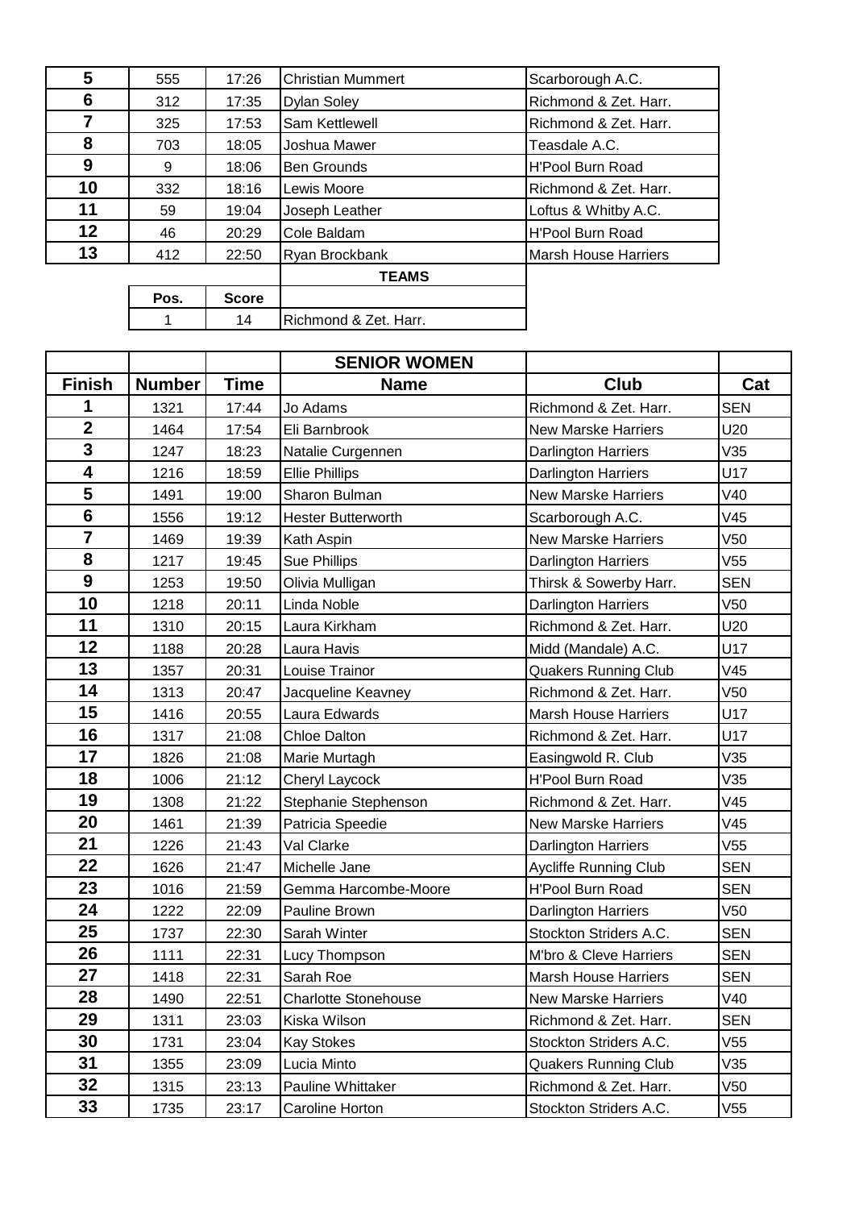| | | | | |
|---|---|---|---|---|
| 5 | 555 | 17:26 | Christian Mummert | Scarborough A.C. |
| 6 | 312 | 17:35 | Dylan Soley | Richmond & Zet. Harr. |
| 7 | 325 | 17:53 | Sam Kettlewell | Richmond & Zet. Harr. |
| 8 | 703 | 18:05 | Joshua Mawer | Teasdale A.C. |
| 9 | 9 | 18:06 | Ben Grounds | H'Pool Burn Road |
| 10 | 332 | 18:16 | Lewis Moore | Richmond & Zet. Harr. |
| 11 | 59 | 19:04 | Joseph Leather | Loftus & Whitby A.C. |
| 12 | 46 | 20:29 | Cole Baldam | H'Pool Burn Road |
| 13 | 412 | 22:50 | Ryan Brockbank | Marsh House Harriers |

| | | TEAMS |
|---|---|---|
| **Pos.** | **Score** | |
| 1 | 14 | Richmond & Zet. Harr. |

| | | | SENIOR WOMEN | | |
|---|---|---|---|---|---|
| **Finish** | **Number** | **Time** | **Name** | **Club** | **Cat** |
| 1 | 1321 | 17:44 | Jo Adams | Richmond & Zet. Harr. | SEN |
| 2 | 1464 | 17:54 | Eli Barnbrook | New Marske Harriers | U20 |
| 3 | 1247 | 18:23 | Natalie Curgennen | Darlington Harriers | V35 |
| 4 | 1216 | 18:59 | Ellie Phillips | Darlington Harriers | U17 |
| 5 | 1491 | 19:00 | Sharon Bulman | New Marske Harriers | V40 |
| 6 | 1556 | 19:12 | Hester Butterworth | Scarborough A.C. | V45 |
| 7 | 1469 | 19:39 | Kath Aspin | New Marske Harriers | V50 |
| 8 | 1217 | 19:45 | Sue Phillips | Darlington Harriers | V55 |
| 9 | 1253 | 19:50 | Olivia Mulligan | Thirsk & Sowerby Harr. | SEN |
| 10 | 1218 | 20:11 | Linda Noble | Darlington Harriers | V50 |
| 11 | 1310 | 20:15 | Laura Kirkham | Richmond & Zet. Harr. | U20 |
| 12 | 1188 | 20:28 | Laura Havis | Midd (Mandale) A.C. | U17 |
| 13 | 1357 | 20:31 | Louise Trainor | Quakers Running Club | V45 |
| 14 | 1313 | 20:47 | Jacqueline Keavney | Richmond & Zet. Harr. | V50 |
| 15 | 1416 | 20:55 | Laura Edwards | Marsh House Harriers | U17 |
| 16 | 1317 | 21:08 | Chloe Dalton | Richmond & Zet. Harr. | U17 |
| 17 | 1826 | 21:08 | Marie Murtagh | Easingwold R. Club | V35 |
| 18 | 1006 | 21:12 | Cheryl Laycock | H'Pool Burn Road | V35 |
| 19 | 1308 | 21:22 | Stephanie Stephenson | Richmond & Zet. Harr. | V45 |
| 20 | 1461 | 21:39 | Patricia Speedie | New Marske Harriers | V45 |
| 21 | 1226 | 21:43 | Val Clarke | Darlington Harriers | V55 |
| 22 | 1626 | 21:47 | Michelle Jane | Aycliffe Running Club | SEN |
| 23 | 1016 | 21:59 | Gemma Harcombe-Moore | H'Pool Burn Road | SEN |
| 24 | 1222 | 22:09 | Pauline Brown | Darlington Harriers | V50 |
| 25 | 1737 | 22:30 | Sarah Winter | Stockton Striders A.C. | SEN |
| 26 | 1111 | 22:31 | Lucy Thompson | M'bro & Cleve Harriers | SEN |
| 27 | 1418 | 22:31 | Sarah Roe | Marsh House Harriers | SEN |
| 28 | 1490 | 22:51 | Charlotte Stonehouse | New Marske Harriers | V40 |
| 29 | 1311 | 23:03 | Kiska Wilson | Richmond & Zet. Harr. | SEN |
| 30 | 1731 | 23:04 | Kay Stokes | Stockton Striders A.C. | V55 |
| 31 | 1355 | 23:09 | Lucia Minto | Quakers Running Club | V35 |
| 32 | 1315 | 23:13 | Pauline Whittaker | Richmond & Zet. Harr. | V50 |
| 33 | 1735 | 23:17 | Caroline Horton | Stockton Striders A.C. | V55 |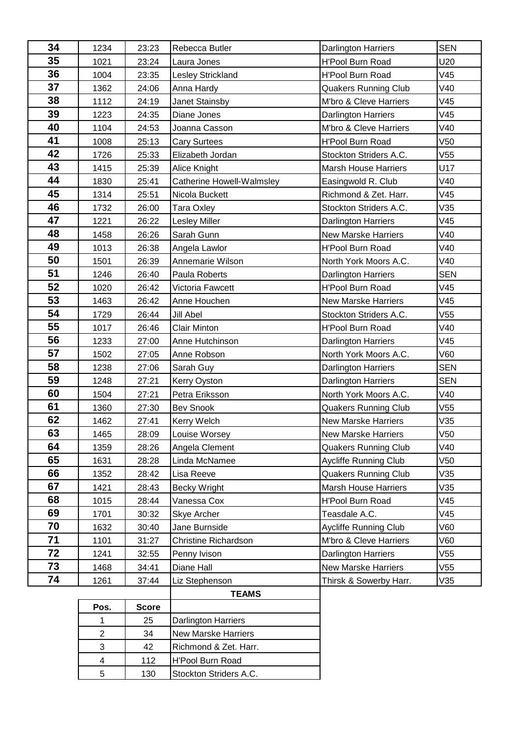| | | | | | |
|---|---|---|---|---|---|
| 34 | 1234 | 23:23 | Rebecca Butler | Darlington Harriers | SEN |
| 35 | 1021 | 23:24 | Laura Jones | H'Pool Burn Road | U20 |
| 36 | 1004 | 23:35 | Lesley Strickland | H'Pool Burn Road | V45 |
| 37 | 1362 | 24:06 | Anna Hardy | Quakers Running Club | V40 |
| 38 | 1112 | 24:19 | Janet Stainsby | M'bro & Cleve Harriers | V45 |
| 39 | 1223 | 24:35 | Diane Jones | Darlington Harriers | V45 |
| 40 | 1104 | 24:53 | Joanna Casson | M'bro & Cleve Harriers | V40 |
| 41 | 1008 | 25:13 | Cary Surtees | H'Pool Burn Road | V50 |
| 42 | 1726 | 25:33 | Elizabeth Jordan | Stockton Striders A.C. | V55 |
| 43 | 1415 | 25:39 | Alice Knight | Marsh House Harriers | U17 |
| 44 | 1830 | 25:41 | Catherine Howell-Walmsley | Easingwold R. Club | V40 |
| 45 | 1314 | 25:51 | Nicola Buckett | Richmond & Zet. Harr. | V45 |
| 46 | 1732 | 26:00 | Tara Oxley | Stockton Striders A.C. | V35 |
| 47 | 1221 | 26:22 | Lesley Miller | Darlington Harriers | V45 |
| 48 | 1458 | 26:26 | Sarah Gunn | New Marske Harriers | V40 |
| 49 | 1013 | 26:38 | Angela Lawlor | H'Pool Burn Road | V40 |
| 50 | 1501 | 26:39 | Annemarie Wilson | North York Moors A.C. | V40 |
| 51 | 1246 | 26:40 | Paula Roberts | Darlington Harriers | SEN |
| 52 | 1020 | 26:42 | Victoria Fawcett | H'Pool Burn Road | V45 |
| 53 | 1463 | 26:42 | Anne Houchen | New Marske Harriers | V45 |
| 54 | 1729 | 26:44 | Jill Abel | Stockton Striders A.C. | V55 |
| 55 | 1017 | 26:46 | Clair Minton | H'Pool Burn Road | V40 |
| 56 | 1233 | 27:00 | Anne Hutchinson | Darlington Harriers | V45 |
| 57 | 1502 | 27:05 | Anne Robson | North York Moors A.C. | V60 |
| 58 | 1238 | 27:06 | Sarah Guy | Darlington Harriers | SEN |
| 59 | 1248 | 27:21 | Kerry Oyston | Darlington Harriers | SEN |
| 60 | 1504 | 27:21 | Petra Eriksson | North York Moors A.C. | V40 |
| 61 | 1360 | 27:30 | Bev Snook | Quakers Running Club | V55 |
| 62 | 1462 | 27:41 | Kerry Welch | New Marske Harriers | V35 |
| 63 | 1465 | 28:09 | Louise Worsey | New Marske Harriers | V50 |
| 64 | 1359 | 28:26 | Angela Clement | Quakers Running Club | V40 |
| 65 | 1631 | 28:28 | Linda McNamee | Aycliffe Running Club | V50 |
| 66 | 1352 | 28:42 | Lisa Reeve | Quakers Running Club | V35 |
| 67 | 1421 | 28:43 | Becky Wright | Marsh House Harriers | V35 |
| 68 | 1015 | 28:44 | Vanessa Cox | H'Pool Burn Road | V45 |
| 69 | 1701 | 30:32 | Skye Archer | Teasdale A.C. | V45 |
| 70 | 1632 | 30:40 | Jane Burnside | Aycliffe Running Club | V60 |
| 71 | 1101 | 31:27 | Christine Richardson | M'bro & Cleve Harriers | V60 |
| 72 | 1241 | 32:55 | Penny Ivison | Darlington Harriers | V55 |
| 73 | 1468 | 34:41 | Diane Hall | New Marske Harriers | V55 |
| 74 | 1261 | 37:44 | Liz Stephenson | Thirsk & Sowerby Harr. | V35 |

**TEAMS**

| Pos. | Score | |
|---|---|---|
| 1 | 25 | Darlington Harriers |
| 2 | 34 | New Marske Harriers |
| 3 | 42 | Richmond & Zet. Harr. |
| 4 | 112 | H'Pool Burn Road |
| 5 | 130 | Stockton Striders A.C. |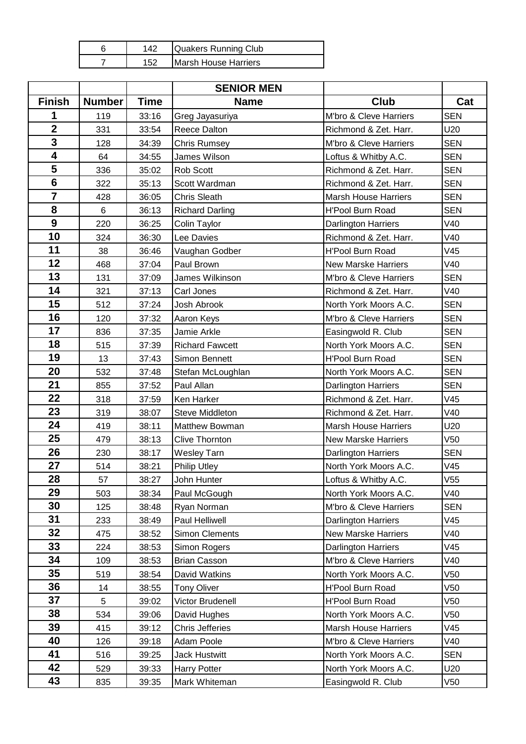| | | |
|---|---|---|
| 6 | 142 | Quakers Running Club |
| 7 | 152 | Marsh House Harriers |

| | | | SENIOR MEN | | |
|---|---|---|---|---|---|
| **Finish** | **Number** | **Time** | **Name** | **Club** | **Cat** |
| 1 | 119 | 33:16 | Greg Jayasuriya | M'bro & Cleve Harriers | SEN |
| 2 | 331 | 33:54 | Reece Dalton | Richmond & Zet. Harr. | U20 |
| 3 | 128 | 34:39 | Chris Rumsey | M'bro & Cleve Harriers | SEN |
| 4 | 64 | 34:55 | James Wilson | Loftus & Whitby A.C. | SEN |
| 5 | 336 | 35:02 | Rob Scott | Richmond & Zet. Harr. | SEN |
| 6 | 322 | 35:13 | Scott Wardman | Richmond & Zet. Harr. | SEN |
| 7 | 428 | 36:05 | Chris Sleath | Marsh House Harriers | SEN |
| 8 | 6 | 36:13 | Richard Darling | H'Pool Burn Road | SEN |
| 9 | 220 | 36:25 | Colin Taylor | Darlington Harriers | V40 |
| 10 | 324 | 36:30 | Lee Davies | Richmond & Zet. Harr. | V40 |
| 11 | 38 | 36:46 | Vaughan Godber | H'Pool Burn Road | V45 |
| 12 | 468 | 37:04 | Paul Brown | New Marske Harriers | V40 |
| 13 | 131 | 37:09 | James Wilkinson | M'bro & Cleve Harriers | SEN |
| 14 | 321 | 37:13 | Carl Jones | Richmond & Zet. Harr. | V40 |
| 15 | 512 | 37:24 | Josh Abrook | North York Moors A.C. | SEN |
| 16 | 120 | 37:32 | Aaron Keys | M'bro & Cleve Harriers | SEN |
| 17 | 836 | 37:35 | Jamie Arkle | Easingwold R. Club | SEN |
| 18 | 515 | 37:39 | Richard Fawcett | North York Moors A.C. | SEN |
| 19 | 13 | 37:43 | Simon Bennett | H'Pool Burn Road | SEN |
| 20 | 532 | 37:48 | Stefan McLoughlan | North York Moors A.C. | SEN |
| 21 | 855 | 37:52 | Paul Allan | Darlington Harriers | SEN |
| 22 | 318 | 37:59 | Ken Harker | Richmond & Zet. Harr. | V45 |
| 23 | 319 | 38:07 | Steve Middleton | Richmond & Zet. Harr. | V40 |
| 24 | 419 | 38:11 | Matthew Bowman | Marsh House Harriers | U20 |
| 25 | 479 | 38:13 | Clive Thornton | New Marske Harriers | V50 |
| 26 | 230 | 38:17 | Wesley Tarn | Darlington Harriers | SEN |
| 27 | 514 | 38:21 | Philip Utley | North York Moors A.C. | V45 |
| 28 | 57 | 38:27 | John Hunter | Loftus & Whitby A.C. | V55 |
| 29 | 503 | 38:34 | Paul McGough | North York Moors A.C. | V40 |
| 30 | 125 | 38:48 | Ryan Norman | M'bro & Cleve Harriers | SEN |
| 31 | 233 | 38:49 | Paul Helliwell | Darlington Harriers | V45 |
| 32 | 475 | 38:52 | Simon Clements | New Marske Harriers | V40 |
| 33 | 224 | 38:53 | Simon Rogers | Darlington Harriers | V45 |
| 34 | 109 | 38:53 | Brian Casson | M'bro & Cleve Harriers | V40 |
| 35 | 519 | 38:54 | David Watkins | North York Moors A.C. | V50 |
| 36 | 14 | 38:55 | Tony Oliver | H'Pool Burn Road | V50 |
| 37 | 5 | 39:02 | Victor Brudenell | H'Pool Burn Road | V50 |
| 38 | 534 | 39:06 | David Hughes | North York Moors A.C. | V50 |
| 39 | 415 | 39:12 | Chris Jefferies | Marsh House Harriers | V45 |
| 40 | 126 | 39:18 | Adam Poole | M'bro & Cleve Harriers | V40 |
| 41 | 516 | 39:25 | Jack Hustwitt | North York Moors A.C. | SEN |
| 42 | 529 | 39:33 | Harry Potter | North York Moors A.C. | U20 |
| 43 | 835 | 39:35 | Mark Whiteman | Easingwold R. Club | V50 |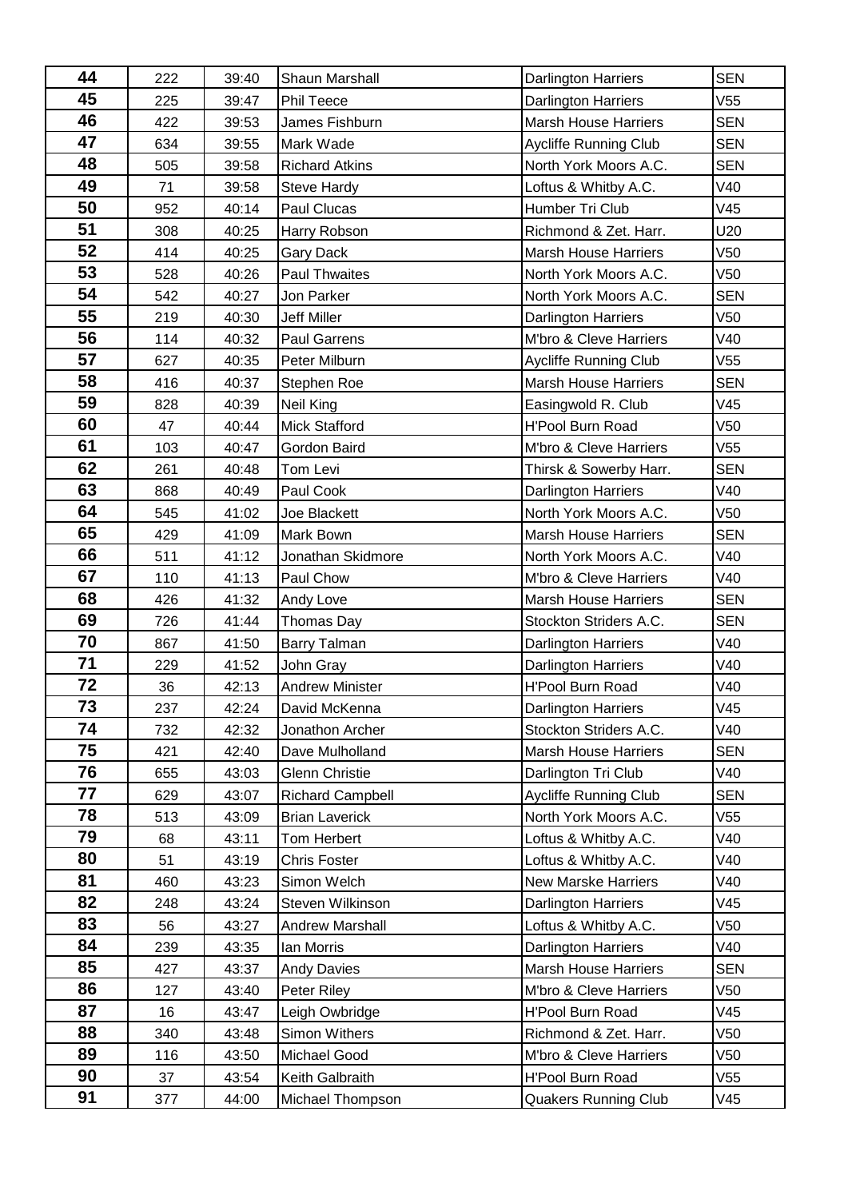| 44 | 222 | 39:40 | Shaun Marshall | Darlington Harriers | SEN |
|---|---|---|---|---|---|
| 45 | 225 | 39:47 | Phil Teece | Darlington Harriers | V55 |
| 46 | 422 | 39:53 | James Fishburn | Marsh House Harriers | SEN |
| 47 | 634 | 39:55 | Mark Wade | Aycliffe Running Club | SEN |
| 48 | 505 | 39:58 | Richard Atkins | North York Moors A.C. | SEN |
| 49 | 71 | 39:58 | Steve Hardy | Loftus & Whitby A.C. | V40 |
| 50 | 952 | 40:14 | Paul Clucas | Humber Tri Club | V45 |
| 51 | 308 | 40:25 | Harry Robson | Richmond & Zet. Harr. | U20 |
| 52 | 414 | 40:25 | Gary Dack | Marsh House Harriers | V50 |
| 53 | 528 | 40:26 | Paul Thwaites | North York Moors A.C. | V50 |
| 54 | 542 | 40:27 | Jon Parker | North York Moors A.C. | SEN |
| 55 | 219 | 40:30 | Jeff Miller | Darlington Harriers | V50 |
| 56 | 114 | 40:32 | Paul Garrens | M'bro & Cleve Harriers | V40 |
| 57 | 627 | 40:35 | Peter Milburn | Aycliffe Running Club | V55 |
| 58 | 416 | 40:37 | Stephen Roe | Marsh House Harriers | SEN |
| 59 | 828 | 40:39 | Neil King | Easingwold R. Club | V45 |
| 60 | 47 | 40:44 | Mick Stafford | H'Pool Burn Road | V50 |
| 61 | 103 | 40:47 | Gordon Baird | M'bro & Cleve Harriers | V55 |
| 62 | 261 | 40:48 | Tom Levi | Thirsk & Sowerby Harr. | SEN |
| 63 | 868 | 40:49 | Paul Cook | Darlington Harriers | V40 |
| 64 | 545 | 41:02 | Joe Blackett | North York Moors A.C. | V50 |
| 65 | 429 | 41:09 | Mark Bown | Marsh House Harriers | SEN |
| 66 | 511 | 41:12 | Jonathan Skidmore | North York Moors A.C. | V40 |
| 67 | 110 | 41:13 | Paul Chow | M'bro & Cleve Harriers | V40 |
| 68 | 426 | 41:32 | Andy Love | Marsh House Harriers | SEN |
| 69 | 726 | 41:44 | Thomas Day | Stockton Striders A.C. | SEN |
| 70 | 867 | 41:50 | Barry Talman | Darlington Harriers | V40 |
| 71 | 229 | 41:52 | John Gray | Darlington Harriers | V40 |
| 72 | 36 | 42:13 | Andrew Minister | H'Pool Burn Road | V40 |
| 73 | 237 | 42:24 | David McKenna | Darlington Harriers | V45 |
| 74 | 732 | 42:32 | Jonathon Archer | Stockton Striders A.C. | V40 |
| 75 | 421 | 42:40 | Dave Mulholland | Marsh House Harriers | SEN |
| 76 | 655 | 43:03 | Glenn Christie | Darlington Tri Club | V40 |
| 77 | 629 | 43:07 | Richard Campbell | Aycliffe Running Club | SEN |
| 78 | 513 | 43:09 | Brian Laverick | North York Moors A.C. | V55 |
| 79 | 68 | 43:11 | Tom Herbert | Loftus & Whitby A.C. | V40 |
| 80 | 51 | 43:19 | Chris Foster | Loftus & Whitby A.C. | V40 |
| 81 | 460 | 43:23 | Simon Welch | New Marske Harriers | V40 |
| 82 | 248 | 43:24 | Steven Wilkinson | Darlington Harriers | V45 |
| 83 | 56 | 43:27 | Andrew Marshall | Loftus & Whitby A.C. | V50 |
| 84 | 239 | 43:35 | Ian Morris | Darlington Harriers | V40 |
| 85 | 427 | 43:37 | Andy Davies | Marsh House Harriers | SEN |
| 86 | 127 | 43:40 | Peter Riley | M'bro & Cleve Harriers | V50 |
| 87 | 16 | 43:47 | Leigh Owbridge | H'Pool Burn Road | V45 |
| 88 | 340 | 43:48 | Simon Withers | Richmond & Zet. Harr. | V50 |
| 89 | 116 | 43:50 | Michael Good | M'bro & Cleve Harriers | V50 |
| 90 | 37 | 43:54 | Keith Galbraith | H'Pool Burn Road | V55 |
| 91 | 377 | 44:00 | Michael Thompson | Quakers Running Club | V45 |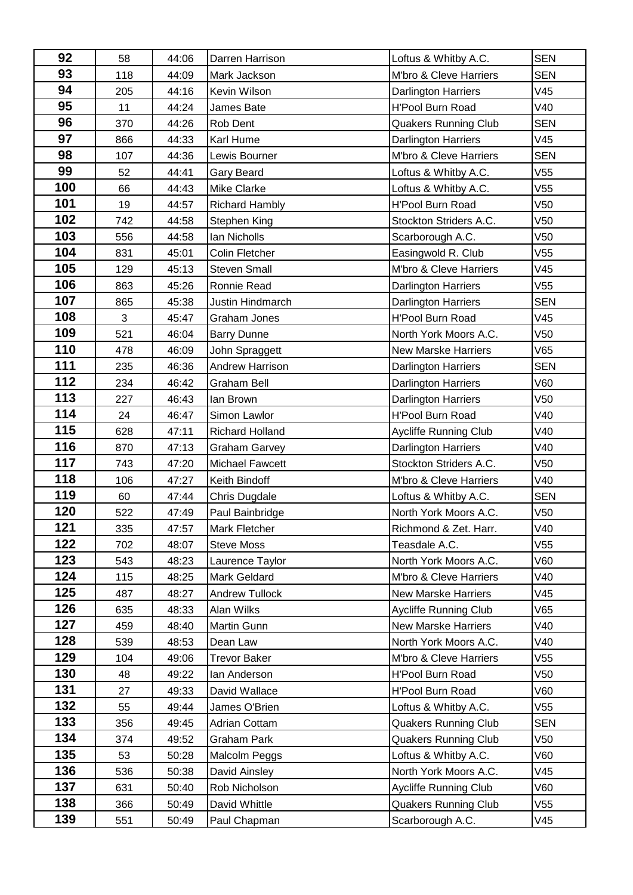| | | | | | |
|---|---|---|---|---|---|
| 92 | 58 | 44:06 | Darren Harrison | Loftus & Whitby A.C. | SEN |
| 93 | 118 | 44:09 | Mark Jackson | M'bro & Cleve Harriers | SEN |
| 94 | 205 | 44:16 | Kevin Wilson | Darlington Harriers | V45 |
| 95 | 11 | 44:24 | James Bate | H'Pool Burn Road | V40 |
| 96 | 370 | 44:26 | Rob Dent | Quakers Running Club | SEN |
| 97 | 866 | 44:33 | Karl Hume | Darlington Harriers | V45 |
| 98 | 107 | 44:36 | Lewis Bourner | M'bro & Cleve Harriers | SEN |
| 99 | 52 | 44:41 | Gary Beard | Loftus & Whitby A.C. | V55 |
| 100 | 66 | 44:43 | Mike Clarke | Loftus & Whitby A.C. | V55 |
| 101 | 19 | 44:57 | Richard Hambly | H'Pool Burn Road | V50 |
| 102 | 742 | 44:58 | Stephen King | Stockton Striders A.C. | V50 |
| 103 | 556 | 44:58 | Ian Nicholls | Scarborough A.C. | V50 |
| 104 | 831 | 45:01 | Colin Fletcher | Easingwold R. Club | V55 |
| 105 | 129 | 45:13 | Steven Small | M'bro & Cleve Harriers | V45 |
| 106 | 863 | 45:26 | Ronnie Read | Darlington Harriers | V55 |
| 107 | 865 | 45:38 | Justin Hindmarch | Darlington Harriers | SEN |
| 108 | 3 | 45:47 | Graham Jones | H'Pool Burn Road | V45 |
| 109 | 521 | 46:04 | Barry Dunne | North York Moors A.C. | V50 |
| 110 | 478 | 46:09 | John Spraggett | New Marske Harriers | V65 |
| 111 | 235 | 46:36 | Andrew Harrison | Darlington Harriers | SEN |
| 112 | 234 | 46:42 | Graham Bell | Darlington Harriers | V60 |
| 113 | 227 | 46:43 | Ian Brown | Darlington Harriers | V50 |
| 114 | 24 | 46:47 | Simon Lawlor | H'Pool Burn Road | V40 |
| 115 | 628 | 47:11 | Richard Holland | Aycliffe Running Club | V40 |
| 116 | 870 | 47:13 | Graham Garvey | Darlington Harriers | V40 |
| 117 | 743 | 47:20 | Michael Fawcett | Stockton Striders A.C. | V50 |
| 118 | 106 | 47:27 | Keith Bindoff | M'bro & Cleve Harriers | V40 |
| 119 | 60 | 47:44 | Chris Dugdale | Loftus & Whitby A.C. | SEN |
| 120 | 522 | 47:49 | Paul Bainbridge | North York Moors A.C. | V50 |
| 121 | 335 | 47:57 | Mark Fletcher | Richmond & Zet. Harr. | V40 |
| 122 | 702 | 48:07 | Steve Moss | Teasdale A.C. | V55 |
| 123 | 543 | 48:23 | Laurence Taylor | North York Moors A.C. | V60 |
| 124 | 115 | 48:25 | Mark Geldard | M'bro & Cleve Harriers | V40 |
| 125 | 487 | 48:27 | Andrew Tullock | New Marske Harriers | V45 |
| 126 | 635 | 48:33 | Alan Wilks | Aycliffe Running Club | V65 |
| 127 | 459 | 48:40 | Martin Gunn | New Marske Harriers | V40 |
| 128 | 539 | 48:53 | Dean Law | North York Moors A.C. | V40 |
| 129 | 104 | 49:06 | Trevor Baker | M'bro & Cleve Harriers | V55 |
| 130 | 48 | 49:22 | Ian Anderson | H'Pool Burn Road | V50 |
| 131 | 27 | 49:33 | David Wallace | H'Pool Burn Road | V60 |
| 132 | 55 | 49:44 | James O'Brien | Loftus & Whitby A.C. | V55 |
| 133 | 356 | 49:45 | Adrian Cottam | Quakers Running Club | SEN |
| 134 | 374 | 49:52 | Graham Park | Quakers Running Club | V50 |
| 135 | 53 | 50:28 | Malcolm Peggs | Loftus & Whitby A.C. | V60 |
| 136 | 536 | 50:38 | David Ainsley | North York Moors A.C. | V45 |
| 137 | 631 | 50:40 | Rob Nicholson | Aycliffe Running Club | V60 |
| 138 | 366 | 50:49 | David Whittle | Quakers Running Club | V55 |
| 139 | 551 | 50:49 | Paul Chapman | Scarborough A.C. | V45 |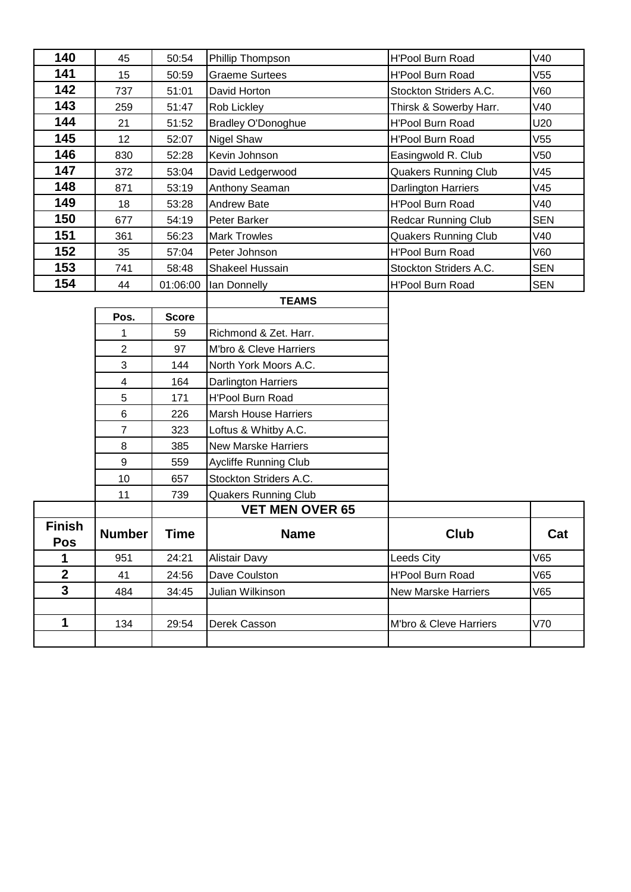| | | | | | |
|---|---|---|---|---|---|
| **140** | 45 | 50:54 | Phillip Thompson | H'Pool Burn Road | V40 |
| **141** | 15 | 50:59 | Graeme Surtees | H'Pool Burn Road | V55 |
| **142** | 737 | 51:01 | David Horton | Stockton Striders A.C. | V60 |
| **143** | 259 | 51:47 | Rob Lickley | Thirsk & Sowerby Harr. | V40 |
| **144** | 21 | 51:52 | Bradley O'Donoghue | H'Pool Burn Road | U20 |
| **145** | 12 | 52:07 | Nigel Shaw | H'Pool Burn Road | V55 |
| **146** | 830 | 52:28 | Kevin Johnson | Easingwold R. Club | V50 |
| **147** | 372 | 53:04 | David Ledgerwood | Quakers Running Club | V45 |
| **148** | 871 | 53:19 | Anthony Seaman | Darlington Harriers | V45 |
| **149** | 18 | 53:28 | Andrew Bate | H'Pool Burn Road | V40 |
| **150** | 677 | 54:19 | Peter Barker | Redcar Running Club | SEN |
| **151** | 361 | 56:23 | Mark Trowles | Quakers Running Club | V40 |
| **152** | 35 | 57:04 | Peter Johnson | H'Pool Burn Road | V60 |
| **153** | 741 | 58:48 | Shakeel Hussain | Stockton Striders A.C. | SEN |
| **154** | 44 | 01:06:00 | Ian Donnelly | H'Pool Burn Road | SEN |

**TEAMS**

| Pos. | Score | |
|---|---|---|
| 1 | 59 | Richmond & Zet. Harr. |
| 2 | 97 | M'bro & Cleve Harriers |
| 3 | 144 | North York Moors A.C. |
| 4 | 164 | Darlington Harriers |
| 5 | 171 | H'Pool Burn Road |
| 6 | 226 | Marsh House Harriers |
| 7 | 323 | Loftus & Whitby A.C. |
| 8 | 385 | New Marske Harriers |
| 9 | 559 | Aycliffe Running Club |
| 10 | 657 | Stockton Striders A.C. |
| 11 | 739 | Quakers Running Club |

**VET MEN OVER 65**

| Finish Pos | Number | Time | Name | Club | Cat |
|---|---|---|---|---|---|
| **1** | 951 | 24:21 | Alistair Davy | Leeds City | V65 |
| **2** | 41 | 24:56 | Dave Coulston | H'Pool Burn Road | V65 |
| **3** | 484 | 34:45 | Julian Wilkinson | New Marske Harriers | V65 |
| | | | | | |
| **1** | 134 | 29:54 | Derek Casson | M'bro & Cleve Harriers | V70 |